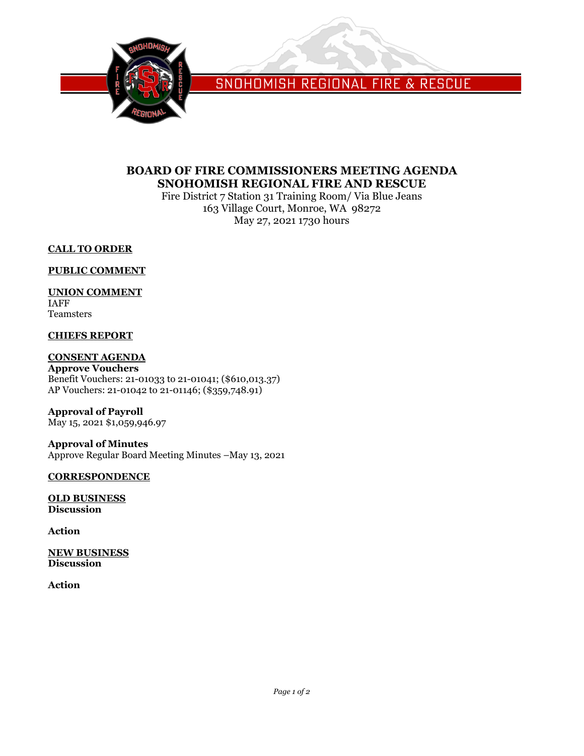SNOHOMISH REGIONAL FIRE & RESCUE

# BOARD OF FIRE COMMISSIONERS MEETING AGENDA
# SNOHOMISH REGIONAL FIRE AND RESCUE

Fire District 7 Station 31 Training Room/ Via Blue Jeans
163 Village Court, Monroe, WA 98272
May 27, 2021 1730 hours

## CALL TO ORDER

## PUBLIC COMMENT

## UNION COMMENT

IAFF
Teamsters

## CHIEFS REPORT

## CONSENT AGENDA

**Approve Vouchers**
Benefit Vouchers: 21-01033 to 21-01041; ($610,013.37)
AP Vouchers: 21-01042 to 21-01146; ($359,748.91)

**Approval of Payroll**
May 15, 2021 $1,059,946.97

**Approval of Minutes**
Approve Regular Board Meeting Minutes –May 13, 2021

## CORRESPONDENCE

## OLD BUSINESS

**Discussion**

**Action**

## NEW BUSINESS

**Discussion**

**Action**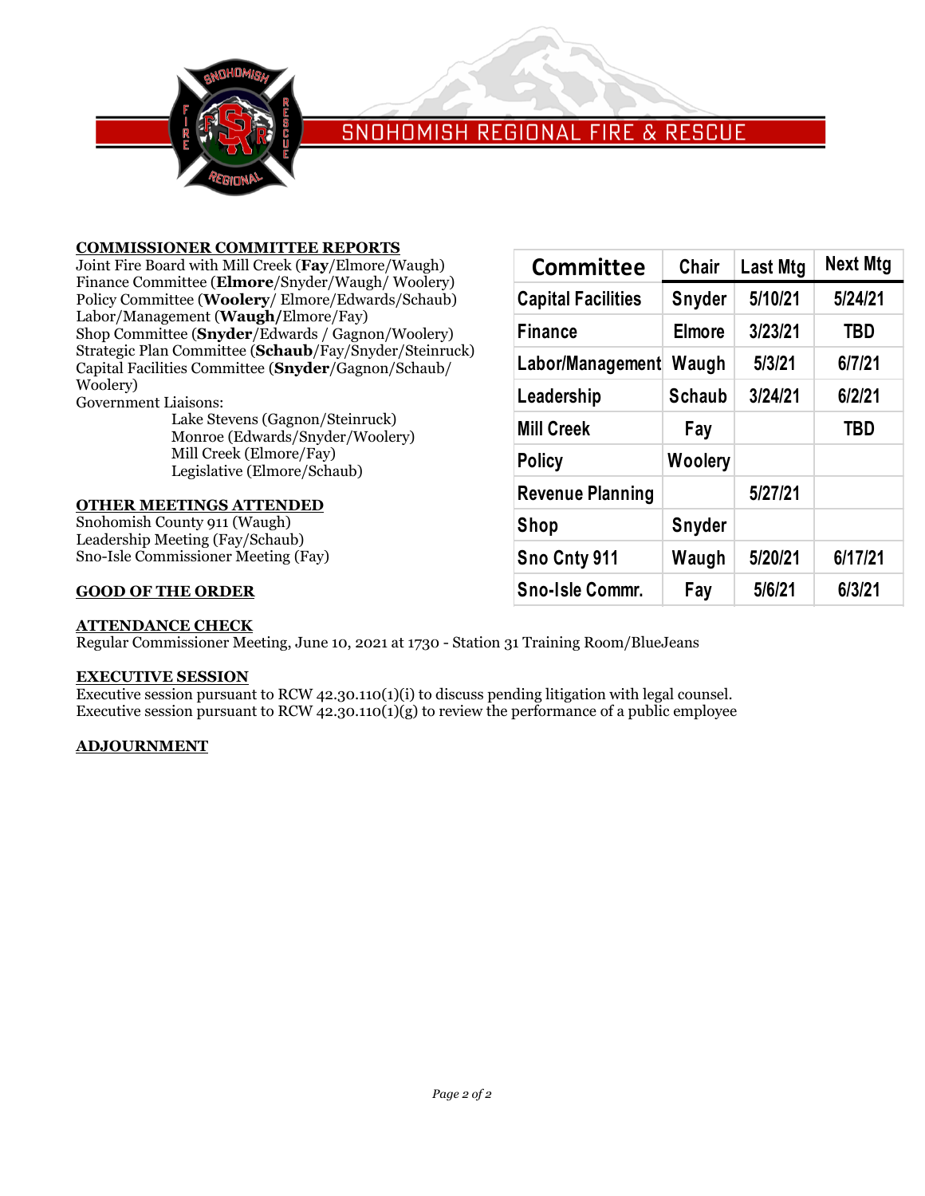SNOHOMISH REGIONAL FIRE & RESCUE

**COMMISSIONER COMMITTEE REPORTS**

Joint Fire Board with Mill Creek (**Fay**/Elmore/Waugh)
Finance Committee (**Elmore**/Snyder/Waugh/ Woolery)
Policy Committee (**Woolery**/ Elmore/Edwards/Schaub)
Labor/Management (**Waugh**/Elmore/Fay)
Shop Committee (**Snyder**/Edwards / Gagnon/Woolery)
Strategic Plan Committee (**Schaub**/Fay/Snyder/Steinruck)
Capital Facilities Committee (**Snyder**/Gagnon/Schaub/ Woolery)
Government Liaisons:

- Lake Stevens (Gagnon/Steinruck)
- Monroe (Edwards/Snyder/Woolery)
- Mill Creek (Elmore/Fay)
- Legislative (Elmore/Schaub)

| Committee | Chair | Last Mtg | Next Mtg |
|---|---|---|---|
| Capital Facilities | Snyder | 5/10/21 | 5/24/21 |
| Finance | Elmore | 3/23/21 | TBD |
| Labor/Management | Waugh | 5/3/21 | 6/7/21 |
| Leadership | Schaub | 3/24/21 | 6/2/21 |
| Mill Creek | Fay | | TBD |
| Policy | Woolery | | |
| Revenue Planning | | 5/27/21 | |
| Shop | Snyder | | |
| Sno Cnty 911 | Waugh | 5/20/21 | 6/17/21 |
| Sno-Isle Commr. | Fay | 5/6/21 | 6/3/21 |

**OTHER MEETINGS ATTENDED**

Snohomish County 911 (Waugh)
Leadership Meeting (Fay/Schaub)
Sno-Isle Commissioner Meeting (Fay)

**GOOD OF THE ORDER**

**ATTENDANCE CHECK**

Regular Commissioner Meeting, June 10, 2021 at 1730 - Station 31 Training Room/BlueJeans

**EXECUTIVE SESSION**

Executive session pursuant to RCW 42.30.110(1)(i) to discuss pending litigation with legal counsel.
Executive session pursuant to RCW 42.30.110(1)(g) to review the performance of a public employee

**ADJOURNMENT**